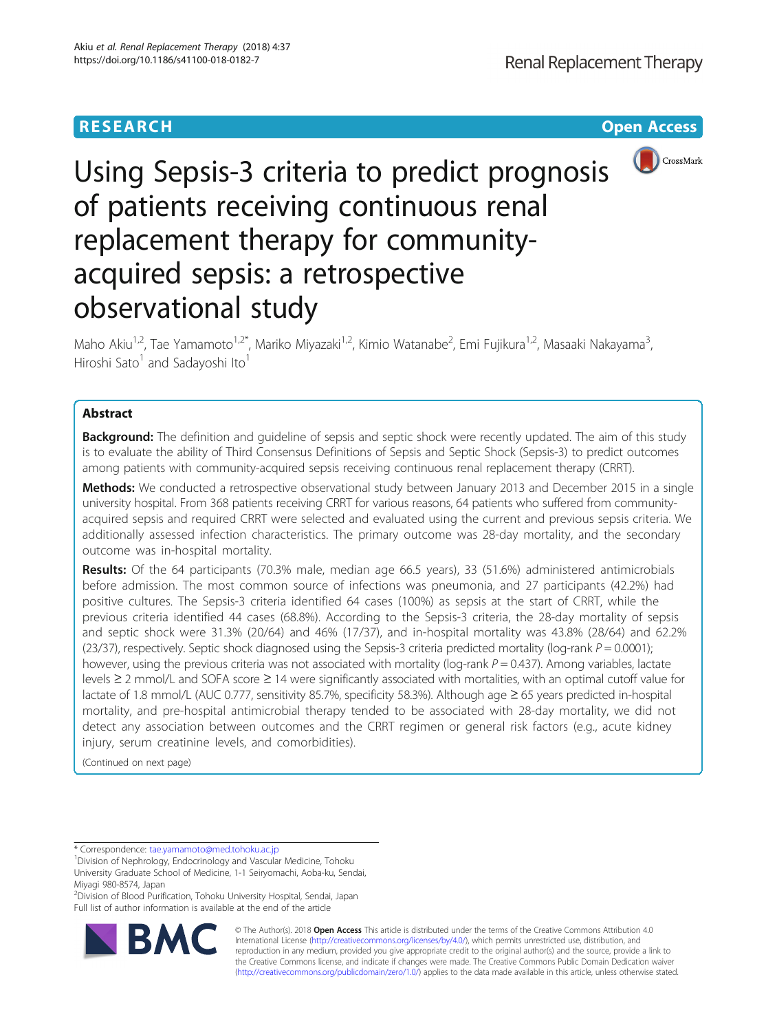RESEARCH

Open Access

# Using Sepsis-3 criteria to predict prognosis of patients receiving continuous renal replacement therapy for community-acquired sepsis: a retrospective observational study

Maho Akiu[1,2], Tae Yamamoto[1,2*], Mariko Miyazaki[1,2], Kimio Watanabe[2], Emi Fujikura[1,2], Masaaki Nakayama[3], Hiroshi Sato[1] and Sadayoshi Ito[1]

## Abstract

**Background:** The definition and guideline of sepsis and septic shock were recently updated. The aim of this study is to evaluate the ability of Third Consensus Definitions of Sepsis and Septic Shock (Sepsis-3) to predict outcomes among patients with community-acquired sepsis receiving continuous renal replacement therapy (CRRT).

**Methods:** We conducted a retrospective observational study between January 2013 and December 2015 in a single university hospital. From 368 patients receiving CRRT for various reasons, 64 patients who suffered from community-acquired sepsis and required CRRT were selected and evaluated using the current and previous sepsis criteria. We additionally assessed infection characteristics. The primary outcome was 28-day mortality, and the secondary outcome was in-hospital mortality.

**Results:** Of the 64 participants (70.3% male, median age 66.5 years), 33 (51.6%) administered antimicrobials before admission. The most common source of infections was pneumonia, and 27 participants (42.2%) had positive cultures. The Sepsis-3 criteria identified 64 cases (100%) as sepsis at the start of CRRT, while the previous criteria identified 44 cases (68.8%). According to the Sepsis-3 criteria, the 28-day mortality of sepsis and septic shock were 31.3% (20/64) and 46% (17/37), and in-hospital mortality was 43.8% (28/64) and 62.2% (23/37), respectively. Septic shock diagnosed using the Sepsis-3 criteria predicted mortality (log-rank $P = 0.0001$); however, using the previous criteria was not associated with mortality (log-rank $P = 0.437$). Among variables, lactate levels ≥ 2 mmol/L and SOFA score ≥ 14 were significantly associated with mortalities, with an optimal cutoff value for lactate of 1.8 mmol/L (AUC 0.777, sensitivity 85.7%, specificity 58.3%). Although age ≥ 65 years predicted in-hospital mortality, and pre-hospital antimicrobial therapy tended to be associated with 28-day mortality, we did not detect any association between outcomes and the CRRT regimen or general risk factors (e.g., acute kidney injury, serum creatinine levels, and comorbidities).

(Continued on next page)

\* Correspondence: tae.yamamoto@med.tohoku.ac.jp

[1]Division of Nephrology, Endocrinology and Vascular Medicine, Tohoku University Graduate School of Medicine, 1-1 Seiryomachi, Aoba-ku, Sendai, Miyagi 980-8574, Japan

[2]Division of Blood Purification, Tohoku University Hospital, Sendai, Japan

Full list of author information is available at the end of the article

© The Author(s). 2018 **Open Access** This article is distributed under the terms of the Creative Commons Attribution 4.0 International License (http://creativecommons.org/licenses/by/4.0/), which permits unrestricted use, distribution, and reproduction in any medium, provided you give appropriate credit to the original author(s) and the source, provide a link to the Creative Commons license, and indicate if changes were made. The Creative Commons Public Domain Dedication waiver (http://creativecommons.org/publicdomain/zero/1.0/) applies to the data made available in this article, unless otherwise stated.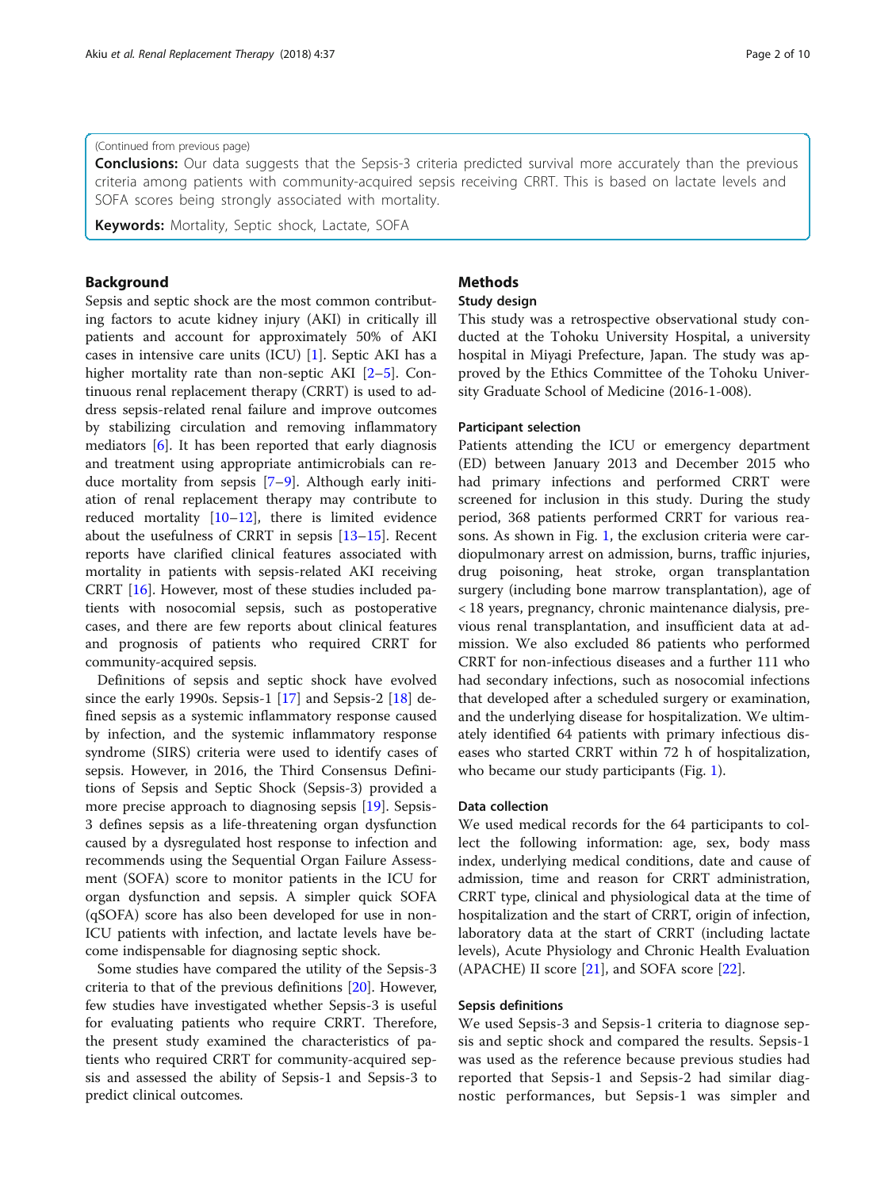(Continued from previous page)

**Conclusions:** Our data suggests that the Sepsis-3 criteria predicted survival more accurately than the previous criteria among patients with community-acquired sepsis receiving CRRT. This is based on lactate levels and SOFA scores being strongly associated with mortality.

**Keywords:** Mortality, Septic shock, Lactate, SOFA

## Background

Sepsis and septic shock are the most common contributing factors to acute kidney injury (AKI) in critically ill patients and account for approximately 50% of AKI cases in intensive care units (ICU) [1]. Septic AKI has a higher mortality rate than non-septic AKI [2–5]. Continuous renal replacement therapy (CRRT) is used to address sepsis-related renal failure and improve outcomes by stabilizing circulation and removing inflammatory mediators [6]. It has been reported that early diagnosis and treatment using appropriate antimicrobials can reduce mortality from sepsis [7–9]. Although early initiation of renal replacement therapy may contribute to reduced mortality [10–12], there is limited evidence about the usefulness of CRRT in sepsis [13–15]. Recent reports have clarified clinical features associated with mortality in patients with sepsis-related AKI receiving CRRT [16]. However, most of these studies included patients with nosocomial sepsis, such as postoperative cases, and there are few reports about clinical features and prognosis of patients who required CRRT for community-acquired sepsis.

Definitions of sepsis and septic shock have evolved since the early 1990s. Sepsis-1 [17] and Sepsis-2 [18] defined sepsis as a systemic inflammatory response caused by infection, and the systemic inflammatory response syndrome (SIRS) criteria were used to identify cases of sepsis. However, in 2016, the Third Consensus Definitions of Sepsis and Septic Shock (Sepsis-3) provided a more precise approach to diagnosing sepsis [19]. Sepsis-3 defines sepsis as a life-threatening organ dysfunction caused by a dysregulated host response to infection and recommends using the Sequential Organ Failure Assessment (SOFA) score to monitor patients in the ICU for organ dysfunction and sepsis. A simpler quick SOFA (qSOFA) score has also been developed for use in non-ICU patients with infection, and lactate levels have become indispensable for diagnosing septic shock.

Some studies have compared the utility of the Sepsis-3 criteria to that of the previous definitions [20]. However, few studies have investigated whether Sepsis-3 is useful for evaluating patients who require CRRT. Therefore, the present study examined the characteristics of patients who required CRRT for community-acquired sepsis and assessed the ability of Sepsis-1 and Sepsis-3 to predict clinical outcomes.

## Methods

### Study design

This study was a retrospective observational study conducted at the Tohoku University Hospital, a university hospital in Miyagi Prefecture, Japan. The study was approved by the Ethics Committee of the Tohoku University Graduate School of Medicine (2016-1-008).

### Participant selection

Patients attending the ICU or emergency department (ED) between January 2013 and December 2015 who had primary infections and performed CRRT were screened for inclusion in this study. During the study period, 368 patients performed CRRT for various reasons. As shown in Fig. 1, the exclusion criteria were cardiopulmonary arrest on admission, burns, traffic injuries, drug poisoning, heat stroke, organ transplantation surgery (including bone marrow transplantation), age of < 18 years, pregnancy, chronic maintenance dialysis, previous renal transplantation, and insufficient data at admission. We also excluded 86 patients who performed CRRT for non-infectious diseases and a further 111 who had secondary infections, such as nosocomial infections that developed after a scheduled surgery or examination, and the underlying disease for hospitalization. We ultimately identified 64 patients with primary infectious diseases who started CRRT within 72 h of hospitalization, who became our study participants (Fig. 1).

### Data collection

We used medical records for the 64 participants to collect the following information: age, sex, body mass index, underlying medical conditions, date and cause of admission, time and reason for CRRT administration, CRRT type, clinical and physiological data at the time of hospitalization and the start of CRRT, origin of infection, laboratory data at the start of CRRT (including lactate levels), Acute Physiology and Chronic Health Evaluation (APACHE) II score [21], and SOFA score [22].

### Sepsis definitions

We used Sepsis-3 and Sepsis-1 criteria to diagnose sepsis and septic shock and compared the results. Sepsis-1 was used as the reference because previous studies had reported that Sepsis-1 and Sepsis-2 had similar diagnostic performances, but Sepsis-1 was simpler and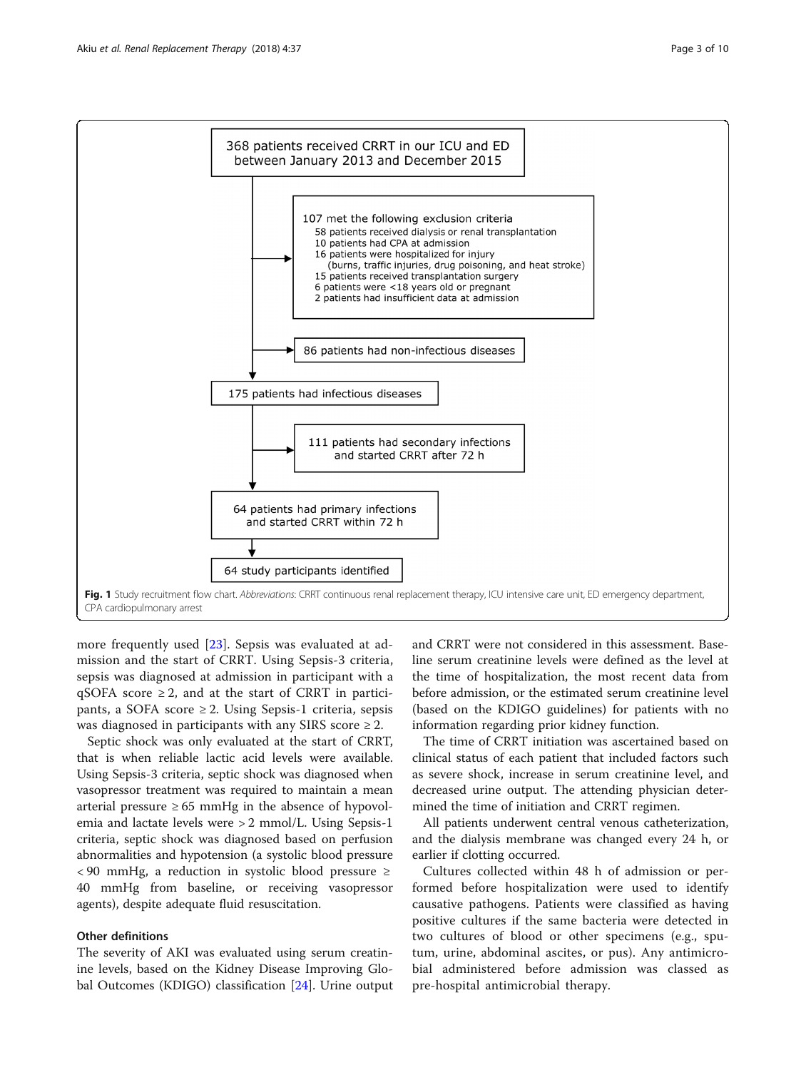368 patients received CRRT in our ICU and ED between January 2013 and December 2015

107 met the following exclusion criteria
- 58 patients received dialysis or renal transplantation
- 10 patients had CPA at admission
- 16 patients were hospitalized for injury (burns, traffic injuries, drug poisoning, and heat stroke)
- 15 patients received transplantation surgery
- 6 patients were <18 years old or pregnant
- 2 patients had insufficient data at admission

86 patients had non-infectious diseases

175 patients had infectious diseases

111 patients had secondary infections and started CRRT after 72 h

64 patients had primary infections and started CRRT within 72 h

64 study participants identified

**Fig. 1** Study recruitment flow chart. *Abbreviations*: CRRT continuous renal replacement therapy, ICU intensive care unit, ED emergency department, CPA cardiopulmonary arrest

more frequently used [23]. Sepsis was evaluated at admission and the start of CRRT. Using Sepsis-3 criteria, sepsis was diagnosed at admission in participant with a qSOFA score ≥ 2, and at the start of CRRT in participants, a SOFA score ≥ 2. Using Sepsis-1 criteria, sepsis was diagnosed in participants with any SIRS score ≥ 2.

Septic shock was only evaluated at the start of CRRT, that is when reliable lactic acid levels were available. Using Sepsis-3 criteria, septic shock was diagnosed when vasopressor treatment was required to maintain a mean arterial pressure ≥ 65 mmHg in the absence of hypovolemia and lactate levels were > 2 mmol/L. Using Sepsis-1 criteria, septic shock was diagnosed based on perfusion abnormalities and hypotension (a systolic blood pressure < 90 mmHg, a reduction in systolic blood pressure ≥ 40 mmHg from baseline, or receiving vasopressor agents), despite adequate fluid resuscitation.

### Other definitions

The severity of AKI was evaluated using serum creatinine levels, based on the Kidney Disease Improving Global Outcomes (KDIGO) classification [24]. Urine output and CRRT were not considered in this assessment. Baseline serum creatinine levels were defined as the level at the time of hospitalization, the most recent data from before admission, or the estimated serum creatinine level (based on the KDIGO guidelines) for patients with no information regarding prior kidney function.

The time of CRRT initiation was ascertained based on clinical status of each patient that included factors such as severe shock, increase in serum creatinine level, and decreased urine output. The attending physician determined the time of initiation and CRRT regimen.

All patients underwent central venous catheterization, and the dialysis membrane was changed every 24 h, or earlier if clotting occurred.

Cultures collected within 48 h of admission or performed before hospitalization were used to identify causative pathogens. Patients were classified as having positive cultures if the same bacteria were detected in two cultures of blood or other specimens (e.g., sputum, urine, abdominal ascites, or pus). Any antimicrobial administered before admission was classed as pre-hospital antimicrobial therapy.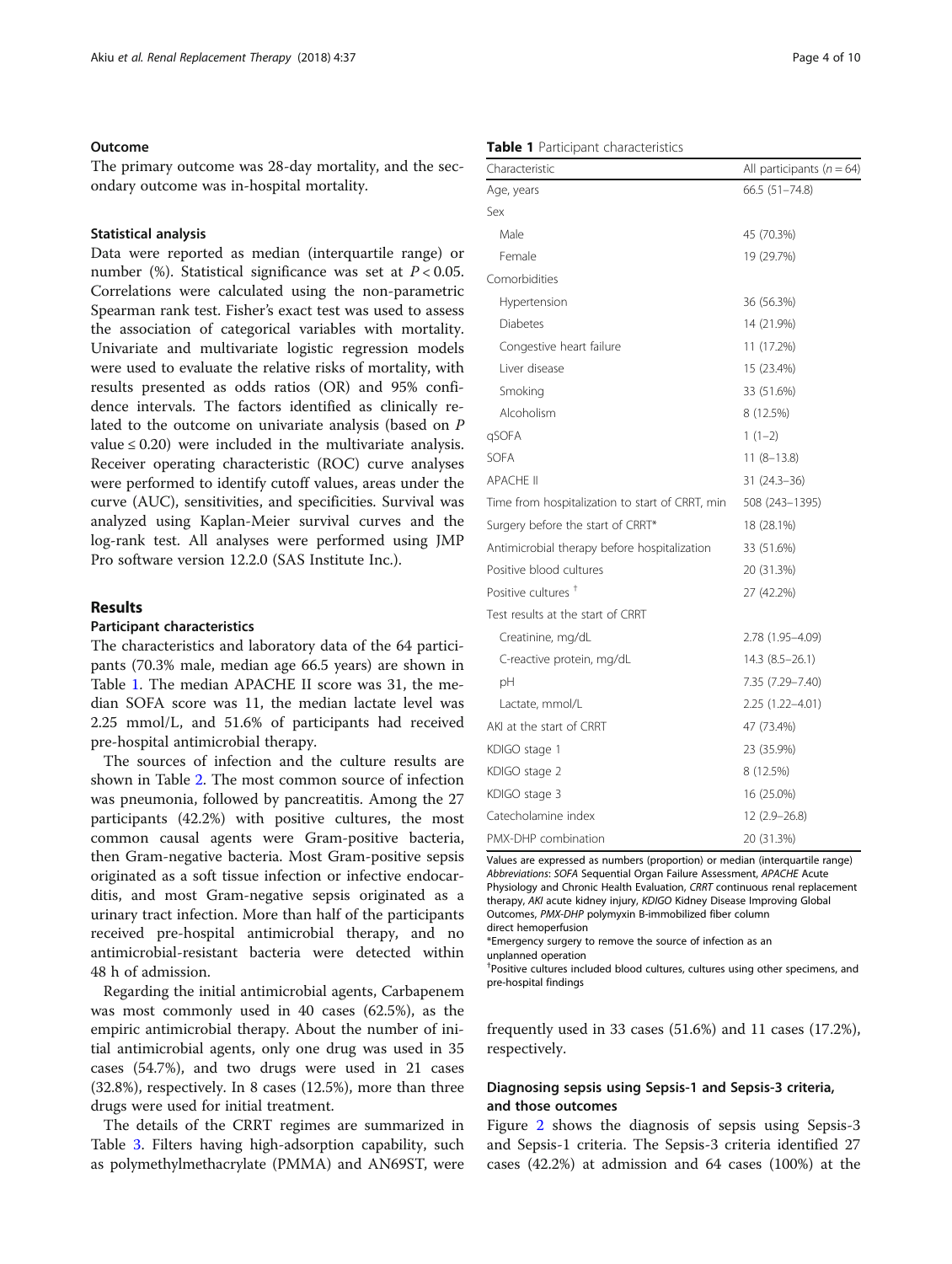### Outcome

The primary outcome was 28-day mortality, and the secondary outcome was in-hospital mortality.

### Statistical analysis

Data were reported as median (interquartile range) or number (%). Statistical significance was set at $P < 0.05$. Correlations were calculated using the non-parametric Spearman rank test. Fisher's exact test was used to assess the association of categorical variables with mortality. Univariate and multivariate logistic regression models were used to evaluate the relative risks of mortality, with results presented as odds ratios (OR) and 95% confidence intervals. The factors identified as clinically related to the outcome on univariate analysis (based on $P$ value $\leq 0.20$) were included in the multivariate analysis. Receiver operating characteristic (ROC) curve analyses were performed to identify cutoff values, areas under the curve (AUC), sensitivities, and specificities. Survival was analyzed using Kaplan-Meier survival curves and the log-rank test. All analyses were performed using JMP Pro software version 12.2.0 (SAS Institute Inc.).

## Results

### Participant characteristics

The characteristics and laboratory data of the 64 participants (70.3% male, median age 66.5 years) are shown in Table 1. The median APACHE II score was 31, the median SOFA score was 11, the median lactate level was 2.25 mmol/L, and 51.6% of participants had received pre-hospital antimicrobial therapy.

The sources of infection and the culture results are shown in Table 2. The most common source of infection was pneumonia, followed by pancreatitis. Among the 27 participants (42.2%) with positive cultures, the most common causal agents were Gram-positive bacteria, then Gram-negative bacteria. Most Gram-positive sepsis originated as a soft tissue infection or infective endocarditis, and most Gram-negative sepsis originated as a urinary tract infection. More than half of the participants received pre-hospital antimicrobial therapy, and no antimicrobial-resistant bacteria were detected within 48 h of admission.

Regarding the initial antimicrobial agents, Carbapenem was most commonly used in 40 cases (62.5%), as the empiric antimicrobial therapy. About the number of initial antimicrobial agents, only one drug was used in 35 cases (54.7%), and two drugs were used in 21 cases (32.8%), respectively. In 8 cases (12.5%), more than three drugs were used for initial treatment.

The details of the CRRT regimes are summarized in Table 3. Filters having high-adsorption capability, such as polymethylmethacrylate (PMMA) and AN69ST, were frequently used in 33 cases (51.6%) and 11 cases (17.2%), respectively.

**Table 1** Participant characteristics

| Characteristic | All participants ($n = 64$) |
|---|---|
| Age, years | 66.5 (51–74.8) |
| Sex | |
| Male | 45 (70.3%) |
| Female | 19 (29.7%) |
| Comorbidities | |
| Hypertension | 36 (56.3%) |
| Diabetes | 14 (21.9%) |
| Congestive heart failure | 11 (17.2%) |
| Liver disease | 15 (23.4%) |
| Smoking | 33 (51.6%) |
| Alcoholism | 8 (12.5%) |
| qSOFA | 1 (1–2) |
| SOFA | 11 (8–13.8) |
| APACHE II | 31 (24.3–36) |
| Time from hospitalization to start of CRRT, min | 508 (243–1395) |
| Surgery before the start of CRRT* | 18 (28.1%) |
| Antimicrobial therapy before hospitalization | 33 (51.6%) |
| Positive blood cultures | 20 (31.3%) |
| Positive cultures † | 27 (42.2%) |
| Test results at the start of CRRT | |
| Creatinine, mg/dL | 2.78 (1.95–4.09) |
| C-reactive protein, mg/dL | 14.3 (8.5–26.1) |
| pH | 7.35 (7.29–7.40) |
| Lactate, mmol/L | 2.25 (1.22–4.01) |
| AKI at the start of CRRT | 47 (73.4%) |
| KDIGO stage 1 | 23 (35.9%) |
| KDIGO stage 2 | 8 (12.5%) |
| KDIGO stage 3 | 16 (25.0%) |
| Catecholamine index | 12 (2.9–26.8) |
| PMX-DHP combination | 20 (31.3%) |

Values are expressed as numbers (proportion) or median (interquartile range)
*Abbreviations*: *SOFA* Sequential Organ Failure Assessment, *APACHE* Acute Physiology and Chronic Health Evaluation, *CRRT* continuous renal replacement therapy, *AKI* acute kidney injury, *KDIGO* Kidney Disease Improving Global Outcomes, *PMX-DHP* polymyxin B-immobilized fiber column direct hemoperfusion
*Emergency surgery to remove the source of infection as an unplanned operation
†Positive cultures included blood cultures, cultures using other specimens, and pre-hospital findings

### Diagnosing sepsis using Sepsis-1 and Sepsis-3 criteria, and those outcomes

Figure 2 shows the diagnosis of sepsis using Sepsis-3 and Sepsis-1 criteria. The Sepsis-3 criteria identified 27 cases (42.2%) at admission and 64 cases (100%) at the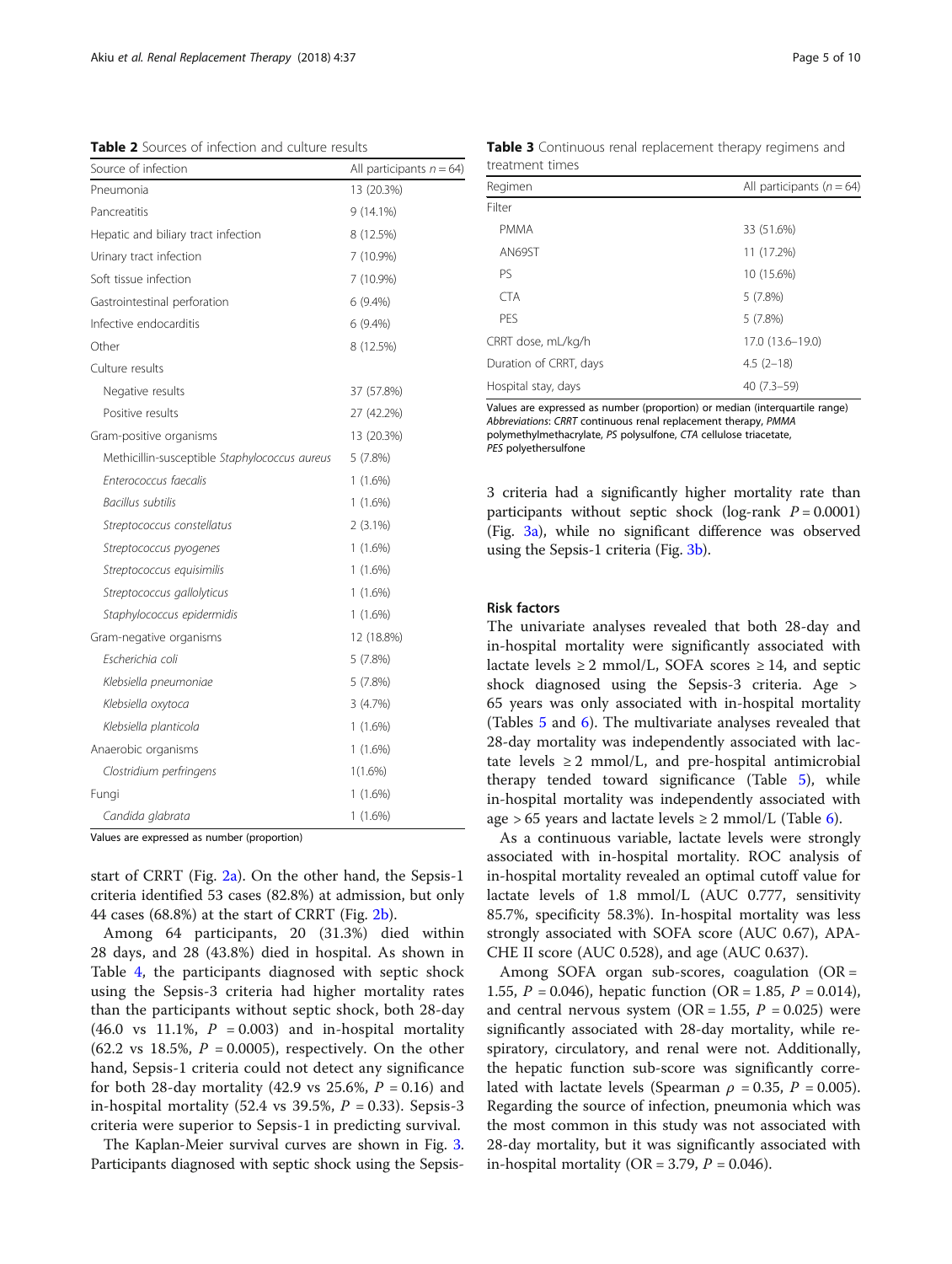**Table 2** Sources of infection and culture results

| Source of infection | All participants $n = 64$) |
| --- | --- |
| Pneumonia | 13 (20.3%) |
| Pancreatitis | 9 (14.1%) |
| Hepatic and biliary tract infection | 8 (12.5%) |
| Urinary tract infection | 7 (10.9%) |
| Soft tissue infection | 7 (10.9%) |
| Gastrointestinal perforation | 6 (9.4%) |
| Infective endocarditis | 6 (9.4%) |
| Other | 8 (12.5%) |
| Culture results | |
| Negative results | 37 (57.8%) |
| Positive results | 27 (42.2%) |
| Gram-positive organisms | 13 (20.3%) |
| Methicillin-susceptible *Staphylococcus aureus* | 5 (7.8%) |
| *Enterococcus faecalis* | 1 (1.6%) |
| *Bacillus subtilis* | 1 (1.6%) |
| *Streptococcus constellatus* | 2 (3.1%) |
| *Streptococcus pyogenes* | 1 (1.6%) |
| *Streptococcus equisimilis* | 1 (1.6%) |
| *Streptococcus gallolyticus* | 1 (1.6%) |
| *Staphylococcus epidermidis* | 1 (1.6%) |
| Gram-negative organisms | 12 (18.8%) |
| *Escherichia coli* | 5 (7.8%) |
| *Klebsiella pneumoniae* | 5 (7.8%) |
| *Klebsiella oxytoca* | 3 (4.7%) |
| *Klebsiella planticola* | 1 (1.6%) |
| Anaerobic organisms | 1 (1.6%) |
| *Clostridium perfringens* | 1(1.6%) |
| Fungi | 1 (1.6%) |
| *Candida glabrata* | 1 (1.6%) |

Values are expressed as number (proportion)

start of CRRT (Fig. 2a). On the other hand, the Sepsis-1 criteria identified 53 cases (82.8%) at admission, but only 44 cases (68.8%) at the start of CRRT (Fig. 2b).

Among 64 participants, 20 (31.3%) died within 28 days, and 28 (43.8%) died in hospital. As shown in Table 4, the participants diagnosed with septic shock using the Sepsis-3 criteria had higher mortality rates than the participants without septic shock, both 28-day (46.0 vs 11.1%, $P = 0.003$) and in-hospital mortality (62.2 vs 18.5%, $P = 0.0005$), respectively. On the other hand, Sepsis-1 criteria could not detect any significance for both 28-day mortality (42.9 vs 25.6%, $P = 0.16$) and in-hospital mortality (52.4 vs 39.5%, $P = 0.33$). Sepsis-3 criteria were superior to Sepsis-1 in predicting survival.

The Kaplan-Meier survival curves are shown in Fig. 3. Participants diagnosed with septic shock using the Sepsis-3 criteria had a significantly higher mortality rate than participants without septic shock (log-rank $P = 0.0001$) (Fig. 3a), while no significant difference was observed using the Sepsis-1 criteria (Fig. 3b).

**Table 3** Continuous renal replacement therapy regimens and treatment times

| Regimen | All participants ($n = 64$) |
| --- | --- |
| Filter | |
| PMMA | 33 (51.6%) |
| AN69ST | 11 (17.2%) |
| PS | 10 (15.6%) |
| CTA | 5 (7.8%) |
| PES | 5 (7.8%) |
| CRRT dose, mL/kg/h | 17.0 (13.6–19.0) |
| Duration of CRRT, days | 4.5 (2–18) |
| Hospital stay, days | 40 (7.3–59) |

Values are expressed as number (proportion) or median (interquartile range)
*Abbreviations*: *CRRT* continuous renal replacement therapy, *PMMA* polymethylmethacrylate, *PS* polysulfone, *CTA* cellulose triacetate, *PES* polyethersulfone

### Risk factors

The univariate analyses revealed that both 28-day and in-hospital mortality were significantly associated with lactate levels ≥ 2 mmol/L, SOFA scores ≥ 14, and septic shock diagnosed using the Sepsis-3 criteria. Age > 65 years was only associated with in-hospital mortality (Tables 5 and 6). The multivariate analyses revealed that 28-day mortality was independently associated with lactate levels ≥ 2 mmol/L, and pre-hospital antimicrobial therapy tended toward significance (Table 5), while in-hospital mortality was independently associated with age > 65 years and lactate levels ≥ 2 mmol/L (Table 6).

As a continuous variable, lactate levels were strongly associated with in-hospital mortality. ROC analysis of in-hospital mortality revealed an optimal cutoff value for lactate levels of 1.8 mmol/L (AUC 0.777, sensitivity 85.7%, specificity 58.3%). In-hospital mortality was less strongly associated with SOFA score (AUC 0.67), APACHE II score (AUC 0.528), and age (AUC 0.637).

Among SOFA organ sub-scores, coagulation (OR = 1.55, $P = 0.046$), hepatic function (OR = 1.85, $P = 0.014$), and central nervous system (OR = 1.55, $P = 0.025$) were significantly associated with 28-day mortality, while respiratory, circulatory, and renal were not. Additionally, the hepatic function sub-score was significantly correlated with lactate levels (Spearman $\rho = 0.35$, $P = 0.005$). Regarding the source of infection, pneumonia which was the most common in this study was not associated with 28-day mortality, but it was significantly associated with in-hospital mortality (OR = 3.79, $P = 0.046$).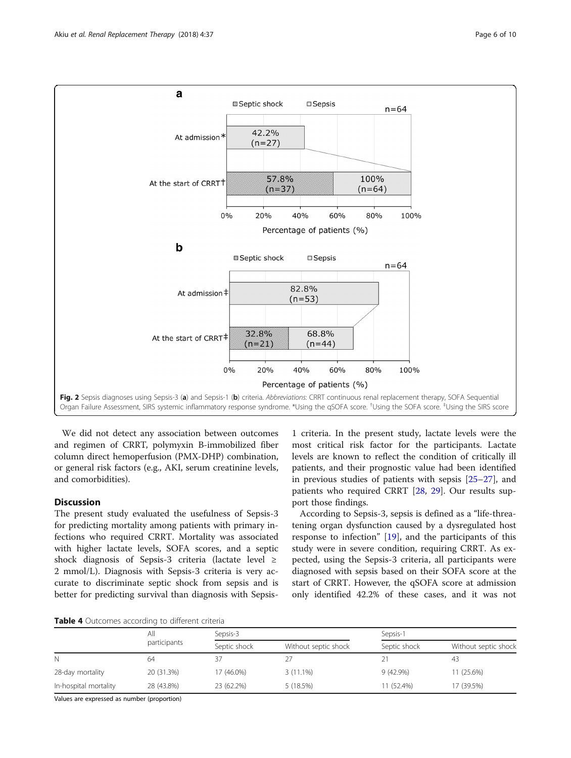Fig. 2 Sepsis diagnoses using Sepsis-3 (**a**) and Sepsis-1 (**b**) criteria. *Abbreviations*: CRRT continuous renal replacement therapy, SOFA Sequential Organ Failure Assessment, SIRS systemic inflammatory response syndrome. *Using the qSOFA score. †Using the SOFA score. ‡Using the SIRS score

We did not detect any association between outcomes and regimen of CRRT, polymyxin B-immobilized fiber column direct hemoperfusion (PMX-DHP) combination, or general risk factors (e.g., AKI, serum creatinine levels, and comorbidities).

## Discussion

The present study evaluated the usefulness of Sepsis-3 for predicting mortality among patients with primary infections who required CRRT. Mortality was associated with higher lactate levels, SOFA scores, and a septic shock diagnosis of Sepsis-3 criteria (lactate level ≥ 2 mmol/L). Diagnosis with Sepsis-3 criteria is very accurate to discriminate septic shock from sepsis and is better for predicting survival than diagnosis with Sepsis-1 criteria. In the present study, lactate levels were the most critical risk factor for the participants. Lactate levels are known to reflect the condition of critically ill patients, and their prognostic value had been identified in previous studies of patients with sepsis [25–27], and patients who required CRRT [28, 29]. Our results support those findings.

According to Sepsis-3, sepsis is defined as a "life-threatening organ dysfunction caused by a dysregulated host response to infection" [19], and the participants of this study were in severe condition, requiring CRRT. As expected, using the Sepsis-3 criteria, all participants were diagnosed with sepsis based on their SOFA score at the start of CRRT. However, the qSOFA score at admission only identified 42.2% of these cases, and it was not

**Table 4** Outcomes according to different criteria

| | All participants | Sepsis-3 | | Sepsis-1 | |
|---|---|---|---|---|---|
| | | Septic shock | Without septic shock | Septic shock | Without septic shock |
| N | 64 | 37 | 27 | 21 | 43 |
| 28-day mortality | 20 (31.3%) | 17 (46.0%) | 3 (11.1%) | 9 (42.9%) | 11 (25.6%) |
| In-hospital mortality | 28 (43.8%) | 23 (62.2%) | 5 (18.5%) | 11 (52.4%) | 17 (39.5%) |

Values are expressed as number (proportion)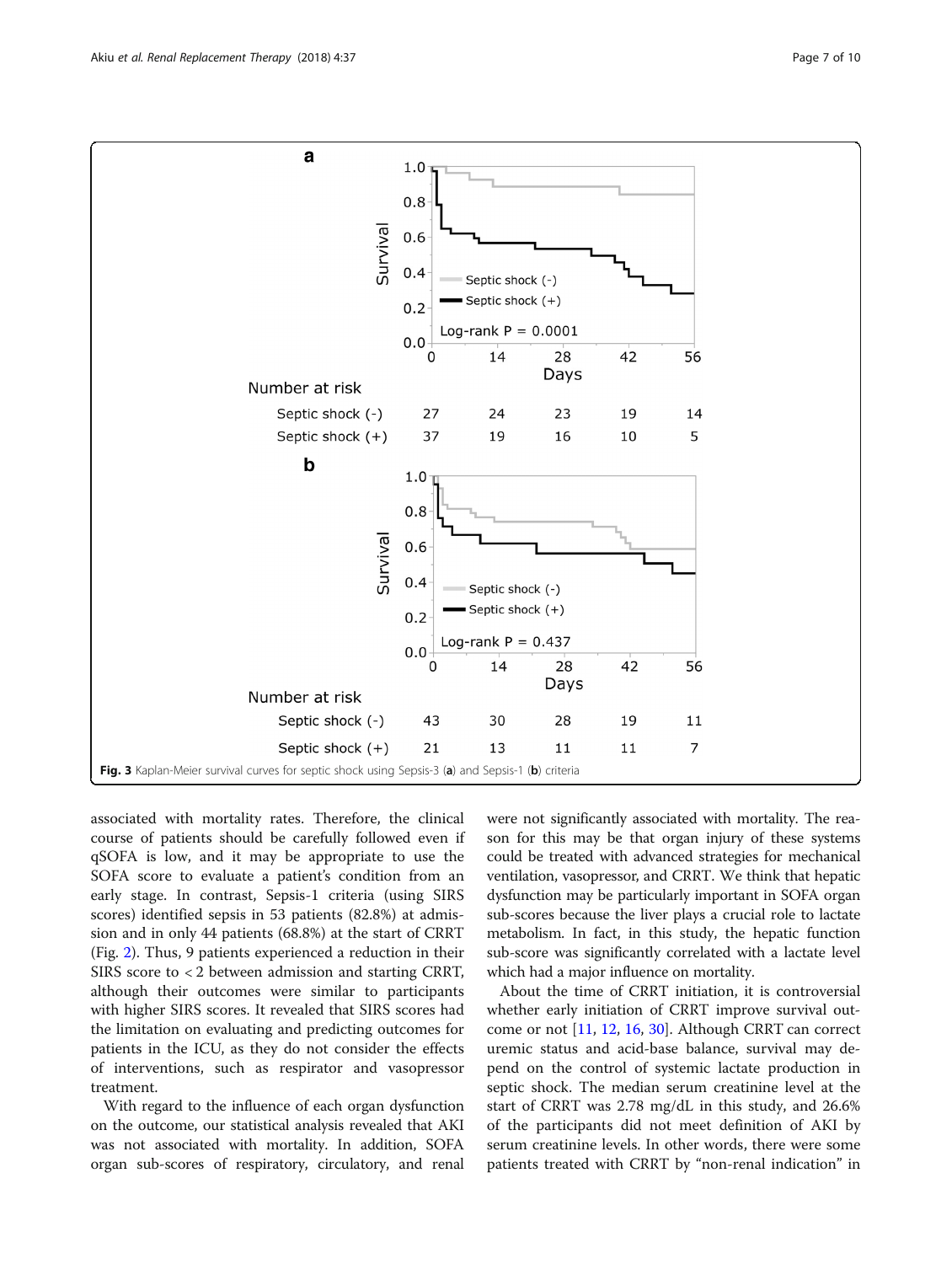Fig. 3 Kaplan-Meier survival curves for septic shock using Sepsis-3 (**a**) and Sepsis-1 (**b**) criteria

associated with mortality rates. Therefore, the clinical course of patients should be carefully followed even if qSOFA is low, and it may be appropriate to use the SOFA score to evaluate a patient's condition from an early stage. In contrast, Sepsis-1 criteria (using SIRS scores) identified sepsis in 53 patients (82.8%) at admission and in only 44 patients (68.8%) at the start of CRRT (Fig. 2). Thus, 9 patients experienced a reduction in their SIRS score to < 2 between admission and starting CRRT, although their outcomes were similar to participants with higher SIRS scores. It revealed that SIRS scores had the limitation on evaluating and predicting outcomes for patients in the ICU, as they do not consider the effects of interventions, such as respirator and vasopressor treatment.

With regard to the influence of each organ dysfunction on the outcome, our statistical analysis revealed that AKI was not associated with mortality. In addition, SOFA organ sub-scores of respiratory, circulatory, and renal were not significantly associated with mortality. The reason for this may be that organ injury of these systems could be treated with advanced strategies for mechanical ventilation, vasopressor, and CRRT. We think that hepatic dysfunction may be particularly important in SOFA organ sub-scores because the liver plays a crucial role to lactate metabolism. In fact, in this study, the hepatic function sub-score was significantly correlated with a lactate level which had a major influence on mortality.

About the time of CRRT initiation, it is controversial whether early initiation of CRRT improve survival outcome or not [11, 12, 16, 30]. Although CRRT can correct uremic status and acid-base balance, survival may depend on the control of systemic lactate production in septic shock. The median serum creatinine level at the start of CRRT was 2.78 mg/dL in this study, and 26.6% of the participants did not meet definition of AKI by serum creatinine levels. In other words, there were some patients treated with CRRT by "non-renal indication" in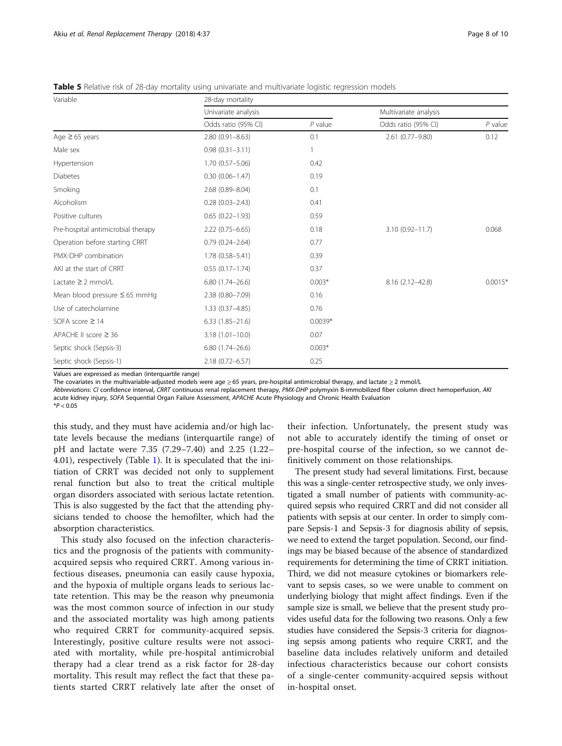**Table 5** Relative risk of 28-day mortality using univariate and multivariate logistic regression models

| Variable | 28-day mortality | | | |
|---|---|---|---|---|
| | Univariate analysis | | Multivariate analysis | |
| | Odds ratio (95% CI) | *P* value | Odds ratio (95% CI) | *P* value |
| Age ≥ 65 years | 2.80 (0.91–8.63) | 0.1 | 2.61 (0.77–9.80) | 0.12 |
| Male sex | 0.98 (0.31–3.11) | 1 | | |
| Hypertension | 1.70 (0.57–5.06) | 0.42 | | |
| Diabetes | 0.30 (0.06–1.47) | 0.19 | | |
| Smoking | 2.68 (0.89–8.04) | 0.1 | | |
| Alcoholism | 0.28 (0.03–2.43) | 0.41 | | |
| Positive cultures | 0.65 (0.22–1.93) | 0.59 | | |
| Pre-hospital antimicrobial therapy | 2.22 (0.75–6.65) | 0.18 | 3.10 (0.92–11.7) | 0.068 |
| Operation before starting CRRT | 0.79 (0.24–2.64) | 0.77 | | |
| PMX-DHP combination | 1.78 (0.58–5.41) | 0.39 | | |
| AKI at the start of CRRT | 0.55 (0.17–1.74) | 0.37 | | |
| Lactate ≥ 2 mmol/L | 6.80 (1.74–26.6) | 0.003* | 8.16 (2.12–42.8) | 0.0015* |
| Mean blood pressure ≤ 65 mmHg | 2.38 (0.80–7.09) | 0.16 | | |
| Use of catecholamine | 1.33 (0.37–4.85) | 0.76 | | |
| SOFA score ≥ 14 | 6.33 (1.85–21.6) | 0.0039* | | |
| APACHE II score ≥ 36 | 3.18 (1.01–10.0) | 0.07 | | |
| Septic shock (Sepsis-3) | 6.80 (1.74–26.6) | 0.003* | | |
| Septic shock (Sepsis-1) | 2.18 (0.72–6.57) | 0.25 | | |

Values are expressed as median (interquartile range)

The covariates in the multivariable-adjusted models were age ≥ 65 years, pre-hospital antimicrobial therapy, and lactate ≥ 2 mmol/L

*Abbreviations*: *CI* confidence interval, *CRRT* continuous renal replacement therapy, *PMX-DHP* polymyxin B-immobilized fiber column direct hemoperfusion, *AKI* acute kidney injury, *SOFA* Sequential Organ Failure Assessment, *APACHE* Acute Physiology and Chronic Health Evaluation

*$P < 0.05$

this study, and they must have acidemia and/or high lactate levels because the medians (interquartile range) of pH and lactate were 7.35 (7.29–7.40) and 2.25 (1.22–4.01), respectively (Table 1). It is speculated that the initiation of CRRT was decided not only to supplement renal function but also to treat the critical multiple organ disorders associated with serious lactate retention. This is also suggested by the fact that the attending physicians tended to choose the hemofilter, which had the absorption characteristics.

This study also focused on the infection characteristics and the prognosis of the patients with community-acquired sepsis who required CRRT. Among various infectious diseases, pneumonia can easily cause hypoxia, and the hypoxia of multiple organs leads to serious lactate retention. This may be the reason why pneumonia was the most common source of infection in our study and the associated mortality was high among patients who required CRRT for community-acquired sepsis. Interestingly, positive culture results were not associated with mortality, while pre-hospital antimicrobial therapy had a clear trend as a risk factor for 28-day mortality. This result may reflect the fact that these patients started CRRT relatively late after the onset of their infection. Unfortunately, the present study was not able to accurately identify the timing of onset or pre-hospital course of the infection, so we cannot definitively comment on those relationships.

The present study had several limitations. First, because this was a single-center retrospective study, we only investigated a small number of patients with community-acquired sepsis who required CRRT and did not consider all patients with sepsis at our center. In order to simply compare Sepsis-1 and Sepsis-3 for diagnosis ability of sepsis, we need to extend the target population. Second, our findings may be biased because of the absence of standardized requirements for determining the time of CRRT initiation. Third, we did not measure cytokines or biomarkers relevant to sepsis cases, so we were unable to comment on underlying biology that might affect findings. Even if the sample size is small, we believe that the present study provides useful data for the following two reasons. Only a few studies have considered the Sepsis-3 criteria for diagnosing sepsis among patients who require CRRT, and the baseline data includes relatively uniform and detailed infectious characteristics because our cohort consists of a single-center community-acquired sepsis without in-hospital onset.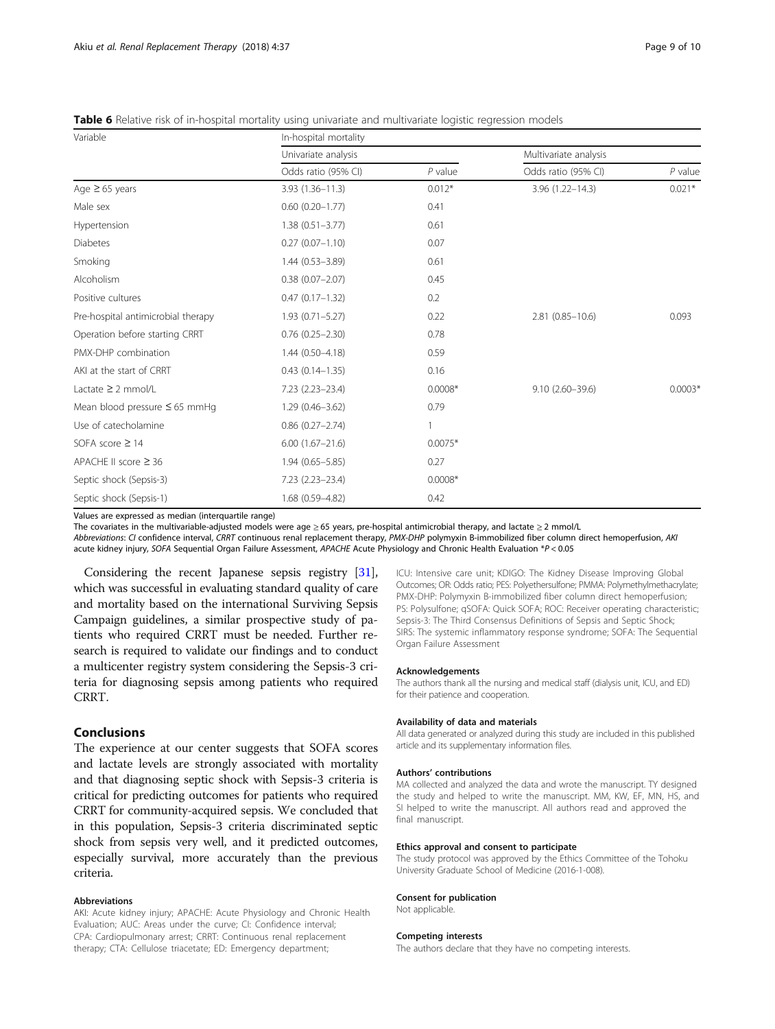**Table 6** Relative risk of in-hospital mortality using univariate and multivariate logistic regression models

| Variable | In-hospital mortality | | | |
|---|---|---|---|---|
| | Univariate analysis | | Multivariate analysis | |
| | Odds ratio (95% CI) | *P* value | Odds ratio (95% CI) | *P* value |
| Age ≥ 65 years | 3.93 (1.36–11.3) | 0.012* | 3.96 (1.22–14.3) | 0.021* |
| Male sex | 0.60 (0.20–1.77) | 0.41 | | |
| Hypertension | 1.38 (0.51–3.77) | 0.61 | | |
| Diabetes | 0.27 (0.07–1.10) | 0.07 | | |
| Smoking | 1.44 (0.53–3.89) | 0.61 | | |
| Alcoholism | 0.38 (0.07–2.07) | 0.45 | | |
| Positive cultures | 0.47 (0.17–1.32) | 0.2 | | |
| Pre-hospital antimicrobial therapy | 1.93 (0.71–5.27) | 0.22 | 2.81 (0.85–10.6) | 0.093 |
| Operation before starting CRRT | 0.76 (0.25–2.30) | 0.78 | | |
| PMX-DHP combination | 1.44 (0.50–4.18) | 0.59 | | |
| AKI at the start of CRRT | 0.43 (0.14–1.35) | 0.16 | | |
| Lactate ≥ 2 mmol/L | 7.23 (2.23–23.4) | 0.0008* | 9.10 (2.60–39.6) | 0.0003* |
| Mean blood pressure ≤ 65 mmHg | 1.29 (0.46–3.62) | 0.79 | | |
| Use of catecholamine | 0.86 (0.27–2.74) | 1 | | |
| SOFA score ≥ 14 | 6.00 (1.67–21.6) | 0.0075* | | |
| APACHE II score ≥ 36 | 1.94 (0.65–5.85) | 0.27 | | |
| Septic shock (Sepsis-3) | 7.23 (2.23–23.4) | 0.0008* | | |
| Septic shock (Sepsis-1) | 1.68 (0.59–4.82) | 0.42 | | |

Values are expressed as median (interquartile range)
The covariates in the multivariable-adjusted models were age ≥ 65 years, pre-hospital antimicrobial therapy, and lactate ≥ 2 mmol/L
*Abbreviations*: *CI* confidence interval, *CRRT* continuous renal replacement therapy, *PMX-DHP* polymyxin B-immobilized fiber column direct hemoperfusion, *AKI* acute kidney injury, *SOFA* Sequential Organ Failure Assessment, *APACHE* Acute Physiology and Chronic Health Evaluation *$P < 0.05$

Considering the recent Japanese sepsis registry [31], which was successful in evaluating standard quality of care and mortality based on the international Surviving Sepsis Campaign guidelines, a similar prospective study of patients who required CRRT must be needed. Further research is required to validate our findings and to conduct a multicenter registry system considering the Sepsis-3 criteria for diagnosing sepsis among patients who required CRRT.

## Conclusions

The experience at our center suggests that SOFA scores and lactate levels are strongly associated with mortality and that diagnosing septic shock with Sepsis-3 criteria is critical for predicting outcomes for patients who required CRRT for community-acquired sepsis. We concluded that in this population, Sepsis-3 criteria discriminated septic shock from sepsis very well, and it predicted outcomes, especially survival, more accurately than the previous criteria.

#### Abbreviations

AKI: Acute kidney injury; APACHE: Acute Physiology and Chronic Health Evaluation; AUC: Areas under the curve; CI: Confidence interval; CPA: Cardiopulmonary arrest; CRRT: Continuous renal replacement therapy; CTA: Cellulose triacetate; ED: Emergency department; ICU: Intensive care unit; KDIGO: The Kidney Disease Improving Global Outcomes; OR: Odds ratio; PES: Polyethersulfone; PMMA: Polymethylmethacrylate; PMX-DHP: Polymyxin B-immobilized fiber column direct hemoperfusion; PS: Polysulfone; qSOFA: Quick SOFA; ROC: Receiver operating characteristic; Sepsis-3: The Third Consensus Definitions of Sepsis and Septic Shock; SIRS: The systemic inflammatory response syndrome; SOFA: The Sequential Organ Failure Assessment

#### Acknowledgements

The authors thank all the nursing and medical staff (dialysis unit, ICU, and ED) for their patience and cooperation.

#### Availability of data and materials

All data generated or analyzed during this study are included in this published article and its supplementary information files.

#### Authors' contributions

MA collected and analyzed the data and wrote the manuscript. TY designed the study and helped to write the manuscript. MM, KW, EF, MN, HS, and SI helped to write the manuscript. All authors read and approved the final manuscript.

#### Ethics approval and consent to participate

The study protocol was approved by the Ethics Committee of the Tohoku University Graduate School of Medicine (2016-1-008).

#### Consent for publication

Not applicable.

#### Competing interests

The authors declare that they have no competing interests.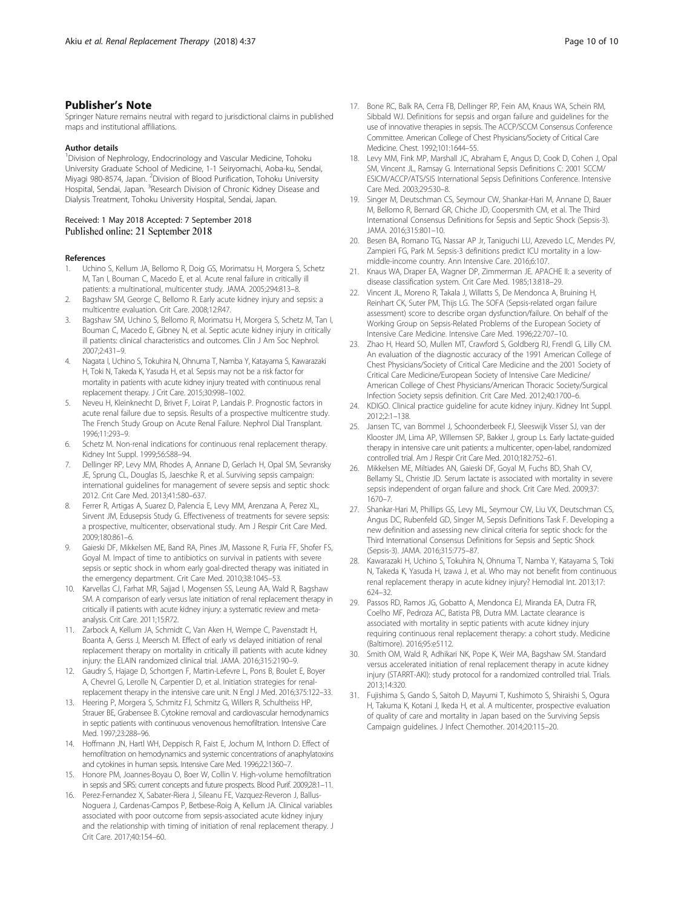## Publisher's Note

Springer Nature remains neutral with regard to jurisdictional claims in published maps and institutional affiliations.

### Author details

[1]Division of Nephrology, Endocrinology and Vascular Medicine, Tohoku University Graduate School of Medicine, 1-1 Seiryomachi, Aoba-ku, Sendai, Miyagi 980-8574, Japan. [2]Division of Blood Purification, Tohoku University Hospital, Sendai, Japan. [3]Research Division of Chronic Kidney Disease and Dialysis Treatment, Tohoku University Hospital, Sendai, Japan.

Received: 1 May 2018 Accepted: 7 September 2018
Published online: 21 September 2018

## References

1. Uchino S, Kellum JA, Bellomo R, Doig GS, Morimatsu H, Morgera S, Schetz M, Tan I, Bouman C, Macedo E, et al. Acute renal failure in critically ill patients: a multinational, multicenter study. JAMA. 2005;294:813–8.
2. Bagshaw SM, George C, Bellomo R. Early acute kidney injury and sepsis: a multicentre evaluation. Crit Care. 2008;12:R47.
3. Bagshaw SM, Uchino S, Bellomo R, Morimatsu H, Morgera S, Schetz M, Tan I, Bouman C, Macedo E, Gibney N, et al. Septic acute kidney injury in critically ill patients: clinical characteristics and outcomes. Clin J Am Soc Nephrol. 2007;2:431–9.
4. Nagata I, Uchino S, Tokuhira N, Ohnuma T, Namba Y, Katayama S, Kawarazaki H, Toki N, Takeda K, Yasuda H, et al. Sepsis may not be a risk factor for mortality in patients with acute kidney injury treated with continuous renal replacement therapy. J Crit Care. 2015;30:998–1002.
5. Neveu H, Kleinknecht D, Brivet F, Loirat P, Landais P. Prognostic factors in acute renal failure due to sepsis. Results of a prospective multicentre study. The French Study Group on Acute Renal Failure. Nephrol Dial Transplant. 1996;11:293–9.
6. Schetz M. Non-renal indications for continuous renal replacement therapy. Kidney Int Suppl. 1999;56:S88–94.
7. Dellinger RP, Levy MM, Rhodes A, Annane D, Gerlach H, Opal SM, Sevransky JE, Sprung CL, Douglas IS, Jaeschke R, et al. Surviving sepsis campaign: international guidelines for management of severe sepsis and septic shock: 2012. Crit Care Med. 2013;41:580–637.
8. Ferrer R, Artigas A, Suarez D, Palencia E, Levy MM, Arenzana A, Perez XL, Sirvent JM, Edusepsis Study G. Effectiveness of treatments for severe sepsis: a prospective, multicenter, observational study. Am J Respir Crit Care Med. 2009;180:861–6.
9. Gaieski DF, Mikkelsen ME, Band RA, Pines JM, Massone R, Furia FF, Shofer FS, Goyal M. Impact of time to antibiotics on survival in patients with severe sepsis or septic shock in whom early goal-directed therapy was initiated in the emergency department. Crit Care Med. 2010;38:1045–53.
10. Karvellas CJ, Farhat MR, Sajjad I, Mogensen SS, Leung AA, Wald R, Bagshaw SM. A comparison of early versus late initiation of renal replacement therapy in critically ill patients with acute kidney injury: a systematic review and meta-analysis. Crit Care. 2011;15:R72.
11. Zarbock A, Kellum JA, Schmidt C, Van Aken H, Wempe C, Pavenstadt H, Boanta A, Gerss J, Meersch M. Effect of early vs delayed initiation of renal replacement therapy on mortality in critically ill patients with acute kidney injury: the ELAIN randomized clinical trial. JAMA. 2016;315:2190–9.
12. Gaudry S, Hajage D, Schortgen F, Martin-Lefevre L, Pons B, Boulet E, Boyer A, Chevrel G, Lerolle N, Carpentier D, et al. Initiation strategies for renal-replacement therapy in the intensive care unit. N Engl J Med. 2016;375:122–33.
13. Heering P, Morgera S, Schmitz FJ, Schmitz G, Willers R, Schultheiss HP, Strauer BE, Grabensee B. Cytokine removal and cardiovascular hemodynamics in septic patients with continuous venovenous hemofiltration. Intensive Care Med. 1997;23:288–96.
14. Hoffmann JN, Hartl WH, Deppisch R, Faist E, Jochum M, Inthorn D. Effect of hemofiltration on hemodynamics and systemic concentrations of anaphylatoxins and cytokines in human sepsis. Intensive Care Med. 1996;22:1360–7.
15. Honore PM, Joannes-Boyau O, Boer W, Collin V. High-volume hemofiltration in sepsis and SIRS: current concepts and future prospects. Blood Purif. 2009;28:1–11.
16. Perez-Fernandez X, Sabater-Riera J, Sileanu FE, Vazquez-Reveron J, Ballus-Noguera J, Cardenas-Campos P, Betbese-Roig A, Kellum JA. Clinical variables associated with poor outcome from sepsis-associated acute kidney injury and the relationship with timing of initiation of renal replacement therapy. J Crit Care. 2017;40:154–60.
17. Bone RC, Balk RA, Cerra FB, Dellinger RP, Fein AM, Knaus WA, Schein RM, Sibbald WJ. Definitions for sepsis and organ failure and guidelines for the use of innovative therapies in sepsis. The ACCP/SCCM Consensus Conference Committee. American College of Chest Physicians/Society of Critical Care Medicine. Chest. 1992;101:1644–55.
18. Levy MM, Fink MP, Marshall JC, Abraham E, Angus D, Cook D, Cohen J, Opal SM, Vincent JL, Ramsay G. International Sepsis Definitions C: 2001 SCCM/ESICM/ACCP/ATS/SIS International Sepsis Definitions Conference. Intensive Care Med. 2003;29:530–8.
19. Singer M, Deutschman CS, Seymour CW, Shankar-Hari M, Annane D, Bauer M, Bellomo R, Bernard GR, Chiche JD, Coopersmith CM, et al. The Third International Consensus Definitions for Sepsis and Septic Shock (Sepsis-3). JAMA. 2016;315:801–10.
20. Besen BA, Romano TG, Nassar AP Jr, Taniguchi LU, Azevedo LC, Mendes PV, Zampieri FG, Park M. Sepsis-3 definitions predict ICU mortality in a low-middle-income country. Ann Intensive Care. 2016;6:107.
21. Knaus WA, Draper EA, Wagner DP, Zimmerman JE. APACHE II: a severity of disease classification system. Crit Care Med. 1985;13:818–29.
22. Vincent JL, Moreno R, Takala J, Willatts S, De Mendonca A, Bruining H, Reinhart CK, Suter PM, Thijs LG. The SOFA (Sepsis-related organ failure assessment) score to describe organ dysfunction/failure. On behalf of the Working Group on Sepsis-Related Problems of the European Society of Intensive Care Medicine. Intensive Care Med. 1996;22:707–10.
23. Zhao H, Heard SO, Mullen MT, Crawford S, Goldberg RJ, Frendl G, Lilly CM. An evaluation of the diagnostic accuracy of the 1991 American College of Chest Physicians/Society of Critical Care Medicine and the 2001 Society of Critical Care Medicine/European Society of Intensive Care Medicine/American College of Chest Physicians/American Thoracic Society/Surgical Infection Society sepsis definition. Crit Care Med. 2012;40:1700–6.
24. KDIGO. Clinical practice guideline for acute kidney injury. Kidney Int Suppl. 2012;2:1–138.
25. Jansen TC, van Bommel J, Schoonderbeek FJ, Sleeswijk Visser SJ, van der Klooster JM, Lima AP, Willemsen SP, Bakker J, group Ls. Early lactate-guided therapy in intensive care unit patients: a multicenter, open-label, randomized controlled trial. Am J Respir Crit Care Med. 2010;182:752–61.
26. Mikkelsen ME, Miltiades AN, Gaieski DF, Goyal M, Fuchs BD, Shah CV, Bellamy SL, Christie JD. Serum lactate is associated with mortality in severe sepsis independent of organ failure and shock. Crit Care Med. 2009;37:1670–7.
27. Shankar-Hari M, Phillips GS, Levy ML, Seymour CW, Liu VX, Deutschman CS, Angus DC, Rubenfeld GD, Singer M, Sepsis Definitions Task F. Developing a new definition and assessing new clinical criteria for septic shock: for the Third International Consensus Definitions for Sepsis and Septic Shock (Sepsis-3). JAMA. 2016;315:775–87.
28. Kawarazaki H, Uchino S, Tokuhira N, Ohnuma T, Namba Y, Katayama S, Toki N, Takeda K, Yasuda H, Izawa J, et al. Who may not benefit from continuous renal replacement therapy in acute kidney injury? Hemodial Int. 2013;17:624–32.
29. Passos RD, Ramos JG, Gobatto A, Mendonca EJ, Miranda EA, Dutra FR, Coelho MF, Pedroza AC, Batista PB, Dutra MM. Lactate clearance is associated with mortality in septic patients with acute kidney injury requiring continuous renal replacement therapy: a cohort study. Medicine (Baltimore). 2016;95:e5112.
30. Smith OM, Wald R, Adhikari NK, Pope K, Weir MA, Bagshaw SM. Standard versus accelerated initiation of renal replacement therapy in acute kidney injury (STARRT-AKI): study protocol for a randomized controlled trial. Trials. 2013;14:320.
31. Fujishima S, Gando S, Saitoh D, Mayumi T, Kushimoto S, Shiraishi S, Ogura H, Takuma K, Kotani J, Ikeda H, et al. A multicenter, prospective evaluation of quality of care and mortality in Japan based on the Surviving Sepsis Campaign guidelines. J Infect Chemother. 2014;20:115–20.